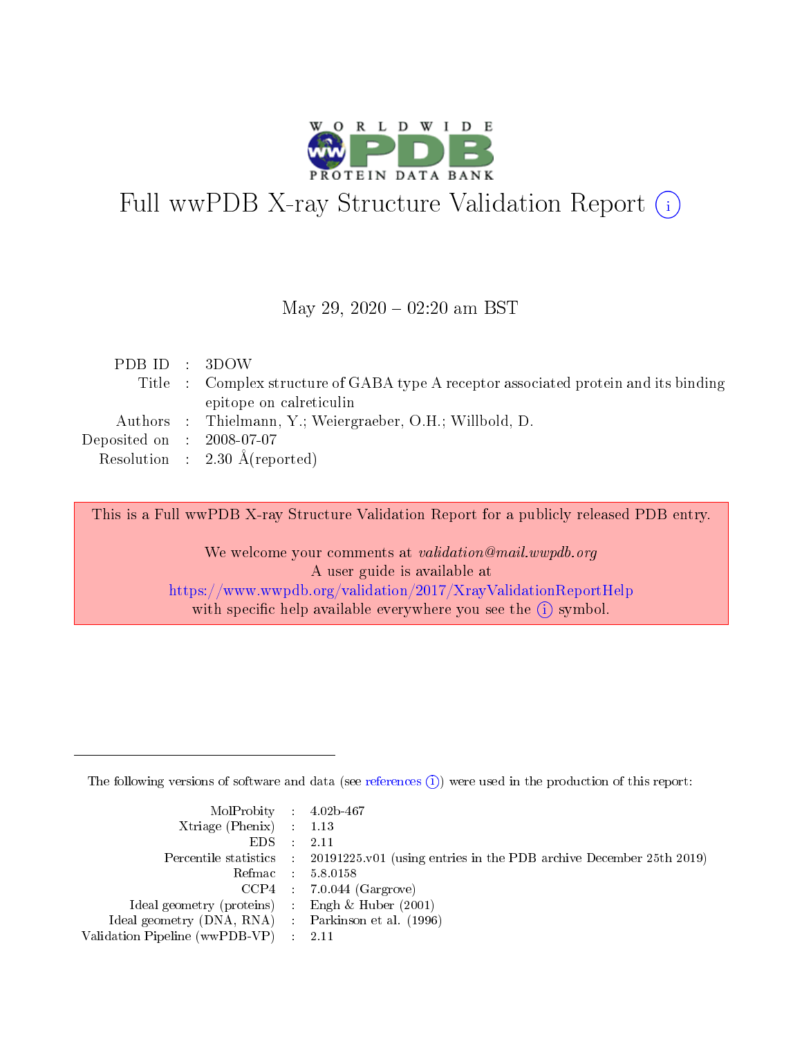# Full wwPDB X-ray Structure Validation Report (i)

May 29, 2020 – 02:20 am BST

| | | |
|---|---|---|
| PDB ID | : | 3DOW |
| Title | : | Complex structure of GABA type A receptor associated protein and its binding epitope on calreticulin |
| Authors | : | Thielmann, Y.; Weiergraeber, O.H.; Willbold, D. |
| Deposited on | : | 2008-07-07 |
| Resolution | : | 2.30 Å(reported) |

This is a Full wwPDB X-ray Structure Validation Report for a publicly released PDB entry.

We welcome your comments at *validation@mail.wwpdb.org*
A user guide is available at
https://www.wwpdb.org/validation/2017/XrayValidationReportHelp
with specific help available everywhere you see the (i) symbol.

---

The following versions of software and data (see references (i)) were used in the production of this report:

| | | |
|---|---|---|
| MolProbity | : | 4.02b-467 |
| Xtriage (Phenix) | : | 1.13 |
| EDS | : | 2.11 |
| Percentile statistics | : | 20191225.v01 (using entries in the PDB archive December 25th 2019) |
| Refmac | : | 5.8.0158 |
| CCP4 | : | 7.0.044 (Gargrove) |
| Ideal geometry (proteins) | : | Engh & Huber (2001) |
| Ideal geometry (DNA, RNA) | : | Parkinson et al. (1996) |
| Validation Pipeline (wwPDB-VP) | : | 2.11 |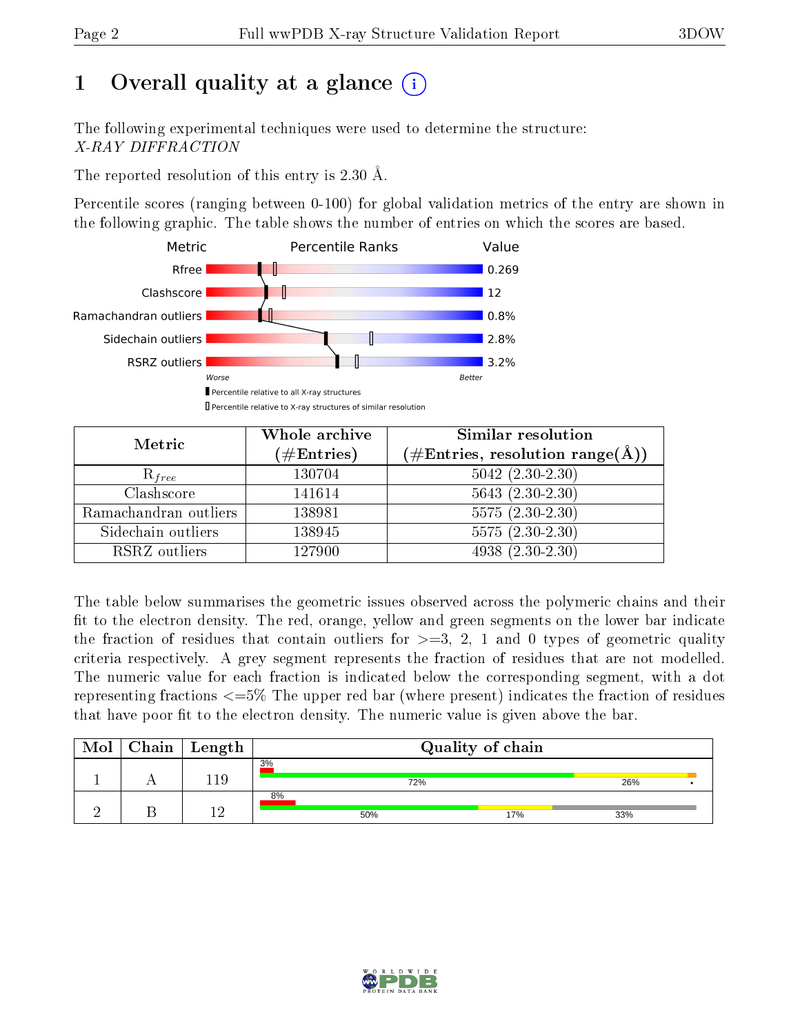# 1 Overall quality at a glance

The following experimental techniques were used to determine the structure:
*X-RAY DIFFRACTION*

The reported resolution of this entry is 2.30 Å.

Percentile scores (ranging between 0-100) for global validation metrics of the entry are shown in the following graphic. The table shows the number of entries on which the scores are based.

| Metric | Value |
|---|---|
| Rfree | 0.269 |
| Clashscore | 12 |
| Ramachandran outliers | 0.8% |
| Sidechain outliers | 2.8% |
| RSRZ outliers | 3.2% |

Worse — Better

Percentile relative to all X-ray structures

Percentile relative to X-ray structures of similar resolution

| Metric | Whole archive (#Entries) | Similar resolution (#Entries, resolution range(Å)) |
|---|---|---|
| $R_{free}$ | 130704 | 5042 (2.30-2.30) |
| Clashscore | 141614 | 5643 (2.30-2.30) |
| Ramachandran outliers | 138981 | 5575 (2.30-2.30) |
| Sidechain outliers | 138945 | 5575 (2.30-2.30) |
| RSRZ outliers | 127900 | 4938 (2.30-2.30) |

The table below summarises the geometric issues observed across the polymeric chains and their fit to the electron density. The red, orange, yellow and green segments on the lower bar indicate the fraction of residues that contain outliers for >=3, 2, 1 and 0 types of geometric quality criteria respectively. A grey segment represents the fraction of residues that are not modelled. The numeric value for each fraction is indicated below the corresponding segment, with a dot representing fractions <=5% The upper red bar (where present) indicates the fraction of residues that have poor fit to the electron density. The numeric value is given above the bar.

| Mol | Chain | Length | Quality of chain |
|---|---|---|---|
| 1 | A | 119 | 3% / 72% / 26% / • |
| 2 | B | 12 | 8% / 50% / 17% / 33% |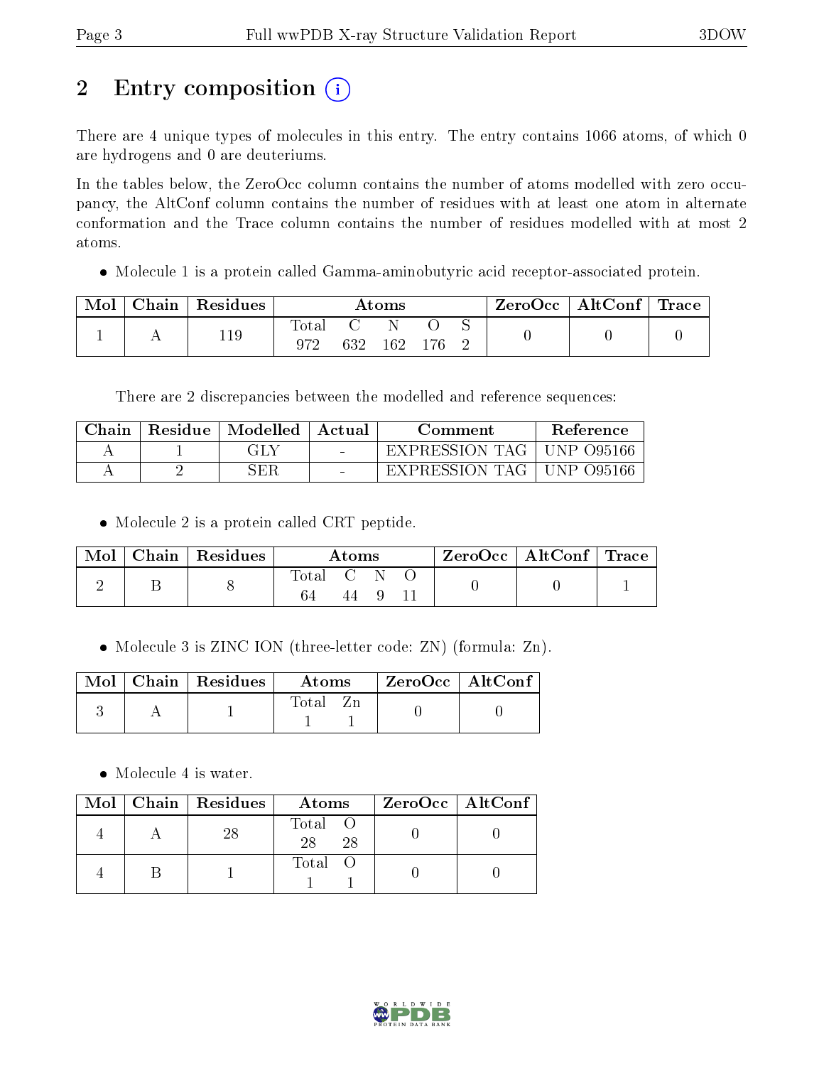# 2 Entry composition (i)

There are 4 unique types of molecules in this entry. The entry contains 1066 atoms, of which 0 are hydrogens and 0 are deuteriums.

In the tables below, the ZeroOcc column contains the number of atoms modelled with zero occupancy, the AltConf column contains the number of residues with at least one atom in alternate conformation and the Trace column contains the number of residues modelled with at most 2 atoms.

- Molecule 1 is a protein called Gamma-aminobutyric acid receptor-associated protein.

| Mol | Chain | Residues | Atoms | | | | | ZeroOcc | AltConf | Trace |
|---|---|---|---|---|---|---|---|---|---|---|
| 1 | A | 119 | Total<br>972 | C<br>632 | N<br>162 | O<br>176 | S<br>2 | 0 | 0 | 0 |

There are 2 discrepancies between the modelled and reference sequences:

| Chain | Residue | Modelled | Actual | Comment | Reference |
|---|---|---|---|---|---|
| A | 1 | GLY | - | EXPRESSION TAG | UNP O95166 |
| A | 2 | SER | - | EXPRESSION TAG | UNP O95166 |

- Molecule 2 is a protein called CRT peptide.

| Mol | Chain | Residues | Atoms | | | | ZeroOcc | AltConf | Trace |
|---|---|---|---|---|---|---|---|---|---|
| 2 | B | 8 | Total<br>64 | C<br>44 | N<br>9 | O<br>11 | 0 | 0 | 1 |

- Molecule 3 is ZINC ION (three-letter code: ZN) (formula: Zn).

| Mol | Chain | Residues | Atoms | | ZeroOcc | AltConf |
|---|---|---|---|---|---|---|
| 3 | A | 1 | Total<br>1 | Zn<br>1 | 0 | 0 |

- Molecule 4 is water.

| Mol | Chain | Residues | Atoms | | ZeroOcc | AltConf |
|---|---|---|---|---|---|---|
| 4 | A | 28 | Total<br>28 | O<br>28 | 0 | 0 |
| 4 | B | 1 | Total<br>1 | O<br>1 | 0 | 0 |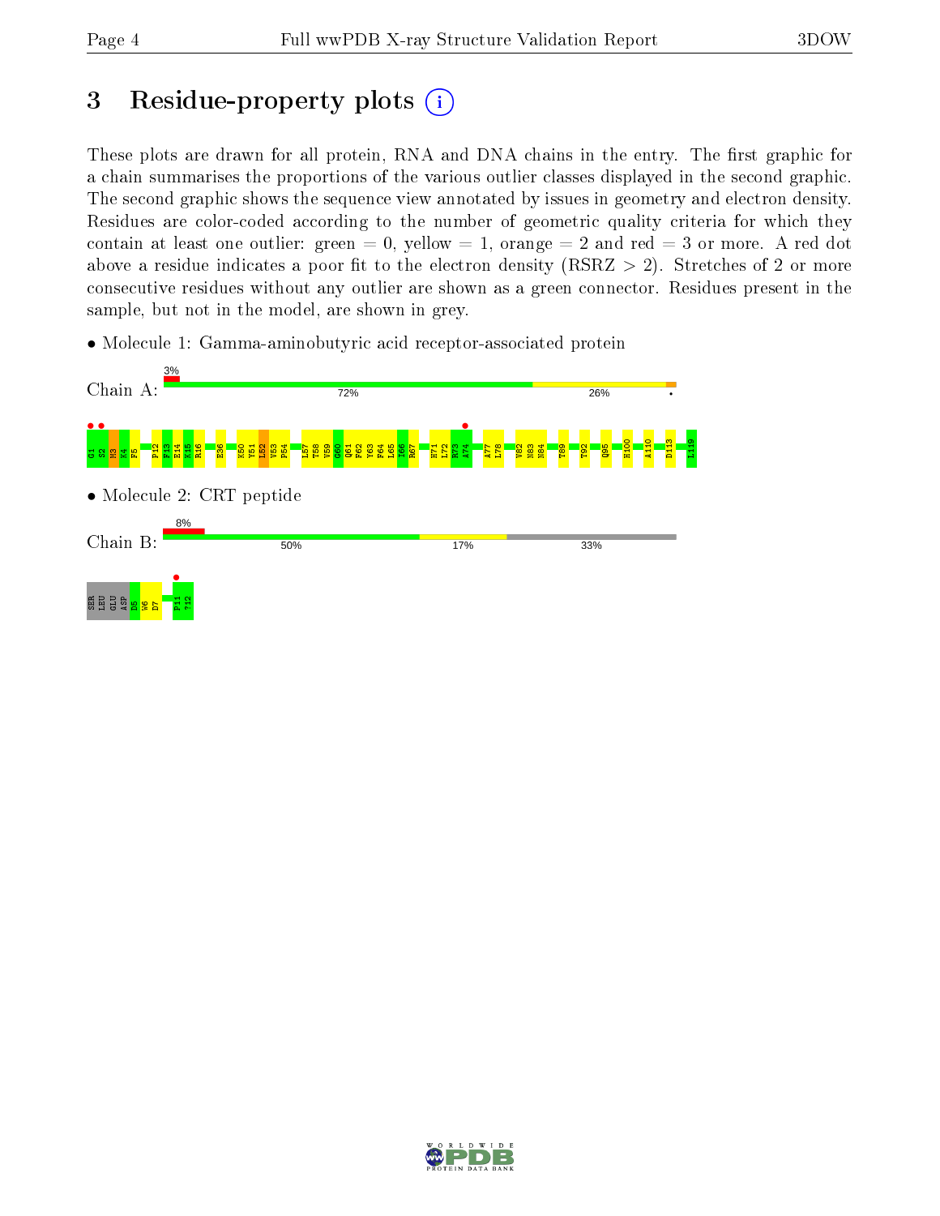# 3 Residue-property plots

These plots are drawn for all protein, RNA and DNA chains in the entry. The first graphic for a chain summarises the proportions of the various outlier classes displayed in the second graphic. The second graphic shows the sequence view annotated by issues in geometry and electron density. Residues are color-coded according to the number of geometric quality criteria for which they contain at least one outlier: green = 0, yellow = 1, orange = 2 and red = 3 or more. A red dot above a residue indicates a poor fit to the electron density (RSRZ > 2). Stretches of 2 or more consecutive residues without any outlier are shown as a green connector. Residues present in the sample, but not in the model, are shown in grey.

- Molecule 1: Gamma-aminobutyric acid receptor-associated protein

Chain A: 3% | 72% | 26% | •

G1 S2 M3 K4 F5 P12 F13 E14 K15 R16 E36 K50 V51 L52 V53 P54 L57 T58 V59 G60 Q61 F62 Y63 F64 L65 I66 R67 H71 L72 R73 A74 A77 L78 V82 N83 N84 T89 T92 Q95 H100 A110 D113 L119

- Molecule 2: CRT peptide

Chain B: 8% | 50% | 17% | 33%

SER LEU GLU ASP D5 W6 D7 P11 ?12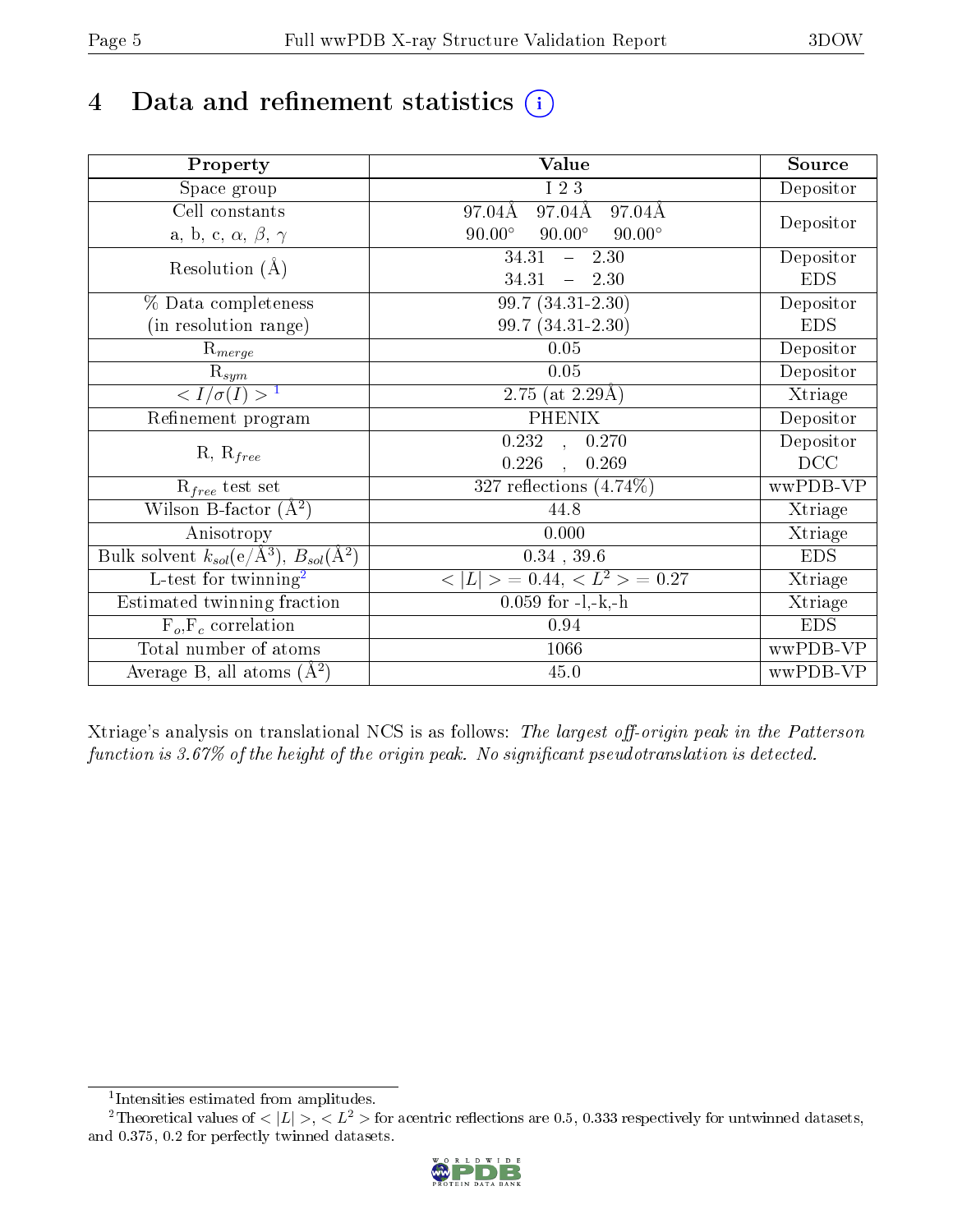# 4 Data and refinement statistics

| Property | Value | Source |
|---|---|---|
| Space group | I 2 3 | Depositor |
| Cell constants<br>a, b, c, $\alpha$, $\beta$, $\gamma$ | 97.04Å 97.04Å 97.04Å<br>90.00° 90.00° 90.00° | Depositor |
| Resolution (Å) | 34.31 – 2.30<br>34.31 – 2.30 | Depositor<br>EDS |
| % Data completeness<br>(in resolution range) | 99.7 (34.31-2.30)<br>99.7 (34.31-2.30) | Depositor<br>EDS |
| $R_{merge}$ | 0.05 | Depositor |
| $R_{sym}$ | 0.05 | Depositor |
| $< I/\sigma(I) >$ [1] | 2.75 (at 2.29Å) | Xtriage |
| Refinement program | PHENIX | Depositor |
| R, $R_{free}$ | 0.232 , 0.270<br>0.226 , 0.269 | Depositor<br>DCC |
| $R_{free}$ test set | 327 reflections (4.74%) | wwPDB-VP |
| Wilson B-factor ($Å^2$) | 44.8 | Xtriage |
| Anisotropy | 0.000 | Xtriage |
| Bulk solvent $k_{sol}$(e/$Å^3$), $B_{sol}$($Å^2$) | 0.34 , 39.6 | EDS |
| L-test for twinning[2] | $< \lvert L \rvert >$ = 0.44, $< L^2 >$ = 0.27 | Xtriage |
| Estimated twinning fraction | 0.059 for -l,-k,-h | Xtriage |
| $F_o$,$F_c$ correlation | 0.94 | EDS |
| Total number of atoms | 1066 | wwPDB-VP |
| Average B, all atoms ($Å^2$) | 45.0 | wwPDB-VP |

Xtriage's analysis on translational NCS is as follows: *The largest off-origin peak in the Patterson function is 3.67% of the height of the origin peak. No significant pseudotranslation is detected.*

[1] Intensities estimated from amplitudes.

[2] Theoretical values of $< \lvert L \rvert >$, $< L^2 >$ for acentric reflections are 0.5, 0.333 respectively for untwinned datasets, and 0.375, 0.2 for perfectly twinned datasets.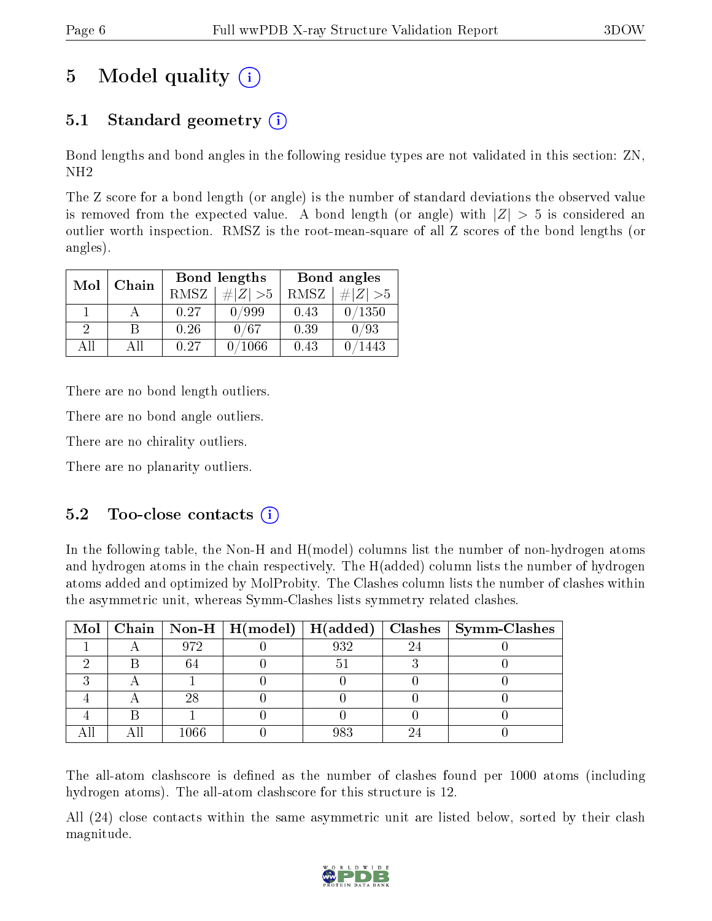# 5 Model quality (i)

## 5.1 Standard geometry (i)

Bond lengths and bond angles in the following residue types are not validated in this section: ZN, NH2

The Z score for a bond length (or angle) is the number of standard deviations the observed value is removed from the expected value. A bond length (or angle) with $|Z| > 5$ is considered an outlier worth inspection. RMSZ is the root-mean-square of all Z scores of the bond lengths (or angles).

| Mol | Chain | Bond lengths | | Bond angles | |
|---|---|---|---|---|---|
| | | RMSZ | $\#|Z| > 5$ | RMSZ | $\#|Z| > 5$ |
| 1 | A | 0.27 | 0/999 | 0.43 | 0/1350 |
| 2 | B | 0.26 | 0/67 | 0.39 | 0/93 |
| All | All | 0.27 | 0/1066 | 0.43 | 0/1443 |

There are no bond length outliers.

There are no bond angle outliers.

There are no chirality outliers.

There are no planarity outliers.

## 5.2 Too-close contacts (i)

In the following table, the Non-H and H(model) columns list the number of non-hydrogen atoms and hydrogen atoms in the chain respectively. The H(added) column lists the number of hydrogen atoms added and optimized by MolProbity. The Clashes column lists the number of clashes within the asymmetric unit, whereas Symm-Clashes lists symmetry related clashes.

| Mol | Chain | Non-H | H(model) | H(added) | Clashes | Symm-Clashes |
|---|---|---|---|---|---|---|
| 1 | A | 972 | 0 | 932 | 24 | 0 |
| 2 | B | 64 | 0 | 51 | 3 | 0 |
| 3 | A | 1 | 0 | 0 | 0 | 0 |
| 4 | A | 28 | 0 | 0 | 0 | 0 |
| 4 | B | 1 | 0 | 0 | 0 | 0 |
| All | All | 1066 | 0 | 983 | 24 | 0 |

The all-atom clashscore is defined as the number of clashes found per 1000 atoms (including hydrogen atoms). The all-atom clashscore for this structure is 12.

All (24) close contacts within the same asymmetric unit are listed below, sorted by their clash magnitude.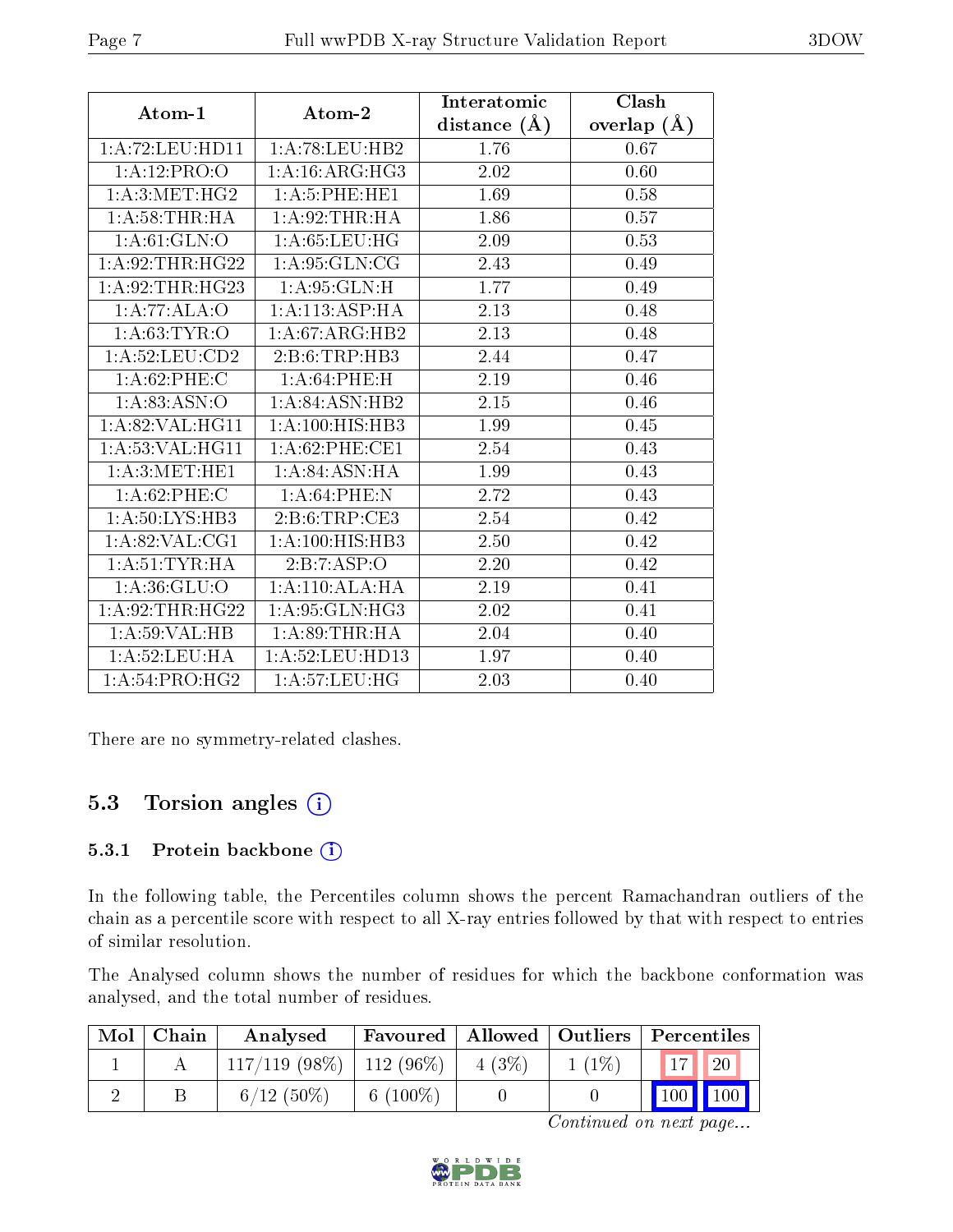| Atom-1 | Atom-2 | Interatomic distance (Å) | Clash overlap (Å) |
|---|---|---|---|
| 1:A:72:LEU:HD11 | 1:A:78:LEU:HB2 | 1.76 | 0.67 |
| 1:A:12:PRO:O | 1:A:16:ARG:HG3 | 2.02 | 0.60 |
| 1:A:3:MET:HG2 | 1:A:5:PHE:HE1 | 1.69 | 0.58 |
| 1:A:58:THR:HA | 1:A:92:THR:HA | 1.86 | 0.57 |
| 1:A:61:GLN:O | 1:A:65:LEU:HG | 2.09 | 0.53 |
| 1:A:92:THR:HG22 | 1:A:95:GLN:CG | 2.43 | 0.49 |
| 1:A:92:THR:HG23 | 1:A:95:GLN:H | 1.77 | 0.49 |
| 1:A:77:ALA:O | 1:A:113:ASP:HA | 2.13 | 0.48 |
| 1:A:63:TYR:O | 1:A:67:ARG:HB2 | 2.13 | 0.48 |
| 1:A:52:LEU:CD2 | 2:B:6:TRP:HB3 | 2.44 | 0.47 |
| 1:A:62:PHE:C | 1:A:64:PHE:H | 2.19 | 0.46 |
| 1:A:83:ASN:O | 1:A:84:ASN:HB2 | 2.15 | 0.46 |
| 1:A:82:VAL:HG11 | 1:A:100:HIS:HB3 | 1.99 | 0.45 |
| 1:A:53:VAL:HG11 | 1:A:62:PHE:CE1 | 2.54 | 0.43 |
| 1:A:3:MET:HE1 | 1:A:84:ASN:HA | 1.99 | 0.43 |
| 1:A:62:PHE:C | 1:A:64:PHE:N | 2.72 | 0.43 |
| 1:A:50:LYS:HB3 | 2:B:6:TRP:CE3 | 2.54 | 0.42 |
| 1:A:82:VAL:CG1 | 1:A:100:HIS:HB3 | 2.50 | 0.42 |
| 1:A:51:TYR:HA | 2:B:7:ASP:O | 2.20 | 0.42 |
| 1:A:36:GLU:O | 1:A:110:ALA:HA | 2.19 | 0.41 |
| 1:A:92:THR:HG22 | 1:A:95:GLN:HG3 | 2.02 | 0.41 |
| 1:A:59:VAL:HB | 1:A:89:THR:HA | 2.04 | 0.40 |
| 1:A:52:LEU:HA | 1:A:52:LEU:HD13 | 1.97 | 0.40 |
| 1:A:54:PRO:HG2 | 1:A:57:LEU:HG | 2.03 | 0.40 |

There are no symmetry-related clashes.

## 5.3 Torsion angles

### 5.3.1 Protein backbone

In the following table, the Percentiles column shows the percent Ramachandran outliers of the chain as a percentile score with respect to all X-ray entries followed by that with respect to entries of similar resolution.

The Analysed column shows the number of residues for which the backbone conformation was analysed, and the total number of residues.

| Mol | Chain | Analysed | Favoured | Allowed | Outliers | Percentiles | |
|---|---|---|---|---|---|---|---|
| 1 | A | 117/119 (98%) | 112 (96%) | 4 (3%) | 1 (1%) | 17 | 20 |
| 2 | B | 6/12 (50%) | 6 (100%) | 0 | 0 | 100 | 100 |

*Continued on next page...*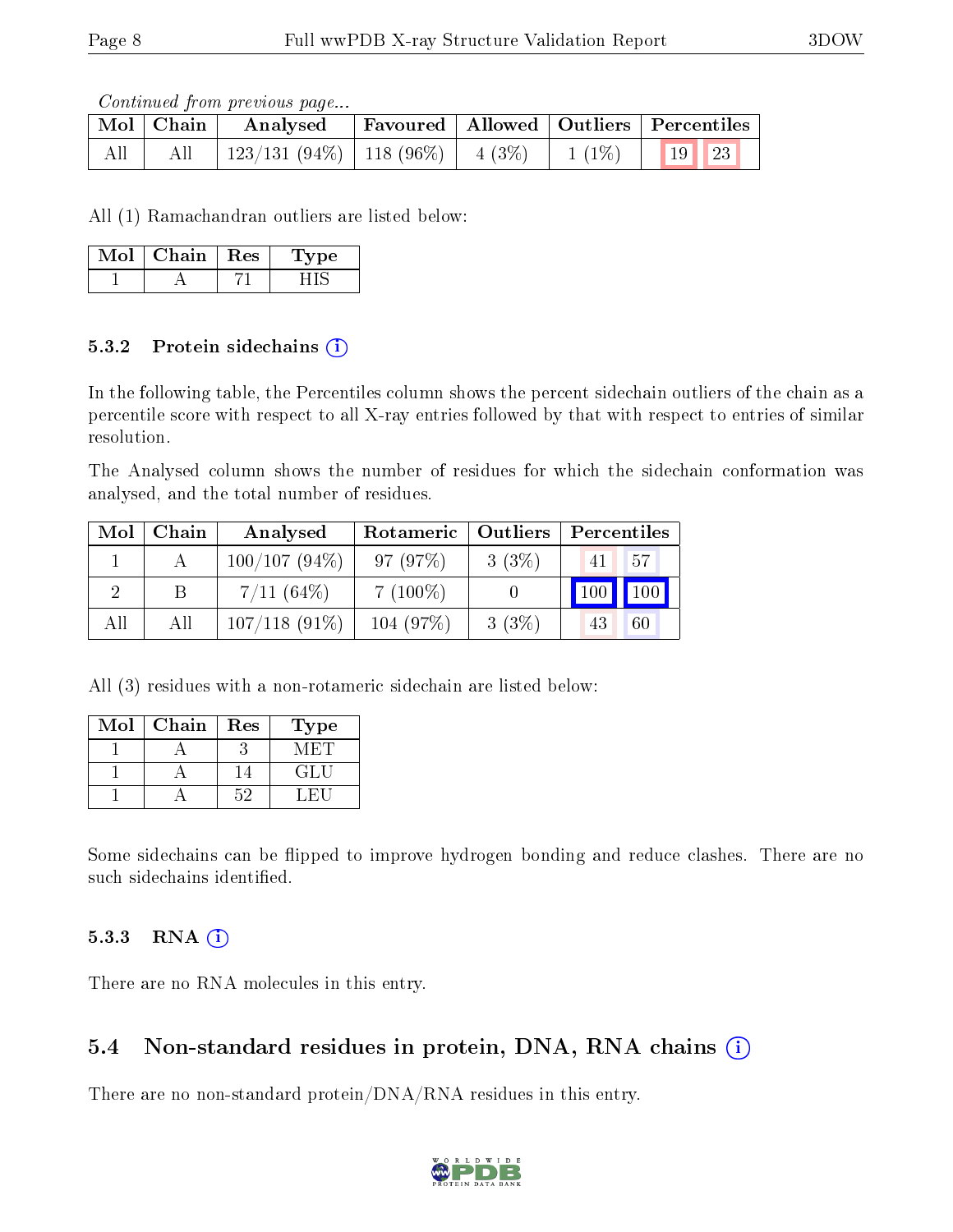*Continued from previous page...*

| Mol | Chain | Analysed | Favoured | Allowed | Outliers | Percentiles | |
|---|---|---|---|---|---|---|---|
| All | All | 123/131 (94%) | 118 (96%) | 4 (3%) | 1 (1%) | 19 | 23 |

All (1) Ramachandran outliers are listed below:

| Mol | Chain | Res | Type |
|---|---|---|---|
| 1 | A | 71 | HIS |

### 5.3.2 Protein sidechains

In the following table, the Percentiles column shows the percent sidechain outliers of the chain as a percentile score with respect to all X-ray entries followed by that with respect to entries of similar resolution.

The Analysed column shows the number of residues for which the sidechain conformation was analysed, and the total number of residues.

| Mol | Chain | Analysed | Rotameric | Outliers | Percentiles | |
|---|---|---|---|---|---|---|
| 1 | A | 100/107 (94%) | 97 (97%) | 3 (3%) | 41 | 57 |
| 2 | B | 7/11 (64%) | 7 (100%) | 0 | 100 | 100 |
| All | All | 107/118 (91%) | 104 (97%) | 3 (3%) | 43 | 60 |

All (3) residues with a non-rotameric sidechain are listed below:

| Mol | Chain | Res | Type |
|---|---|---|---|
| 1 | A | 3 | MET |
| 1 | A | 14 | GLU |
| 1 | A | 52 | LEU |

Some sidechains can be flipped to improve hydrogen bonding and reduce clashes. There are no such sidechains identified.

### 5.3.3 RNA

There are no RNA molecules in this entry.

## 5.4 Non-standard residues in protein, DNA, RNA chains

There are no non-standard protein/DNA/RNA residues in this entry.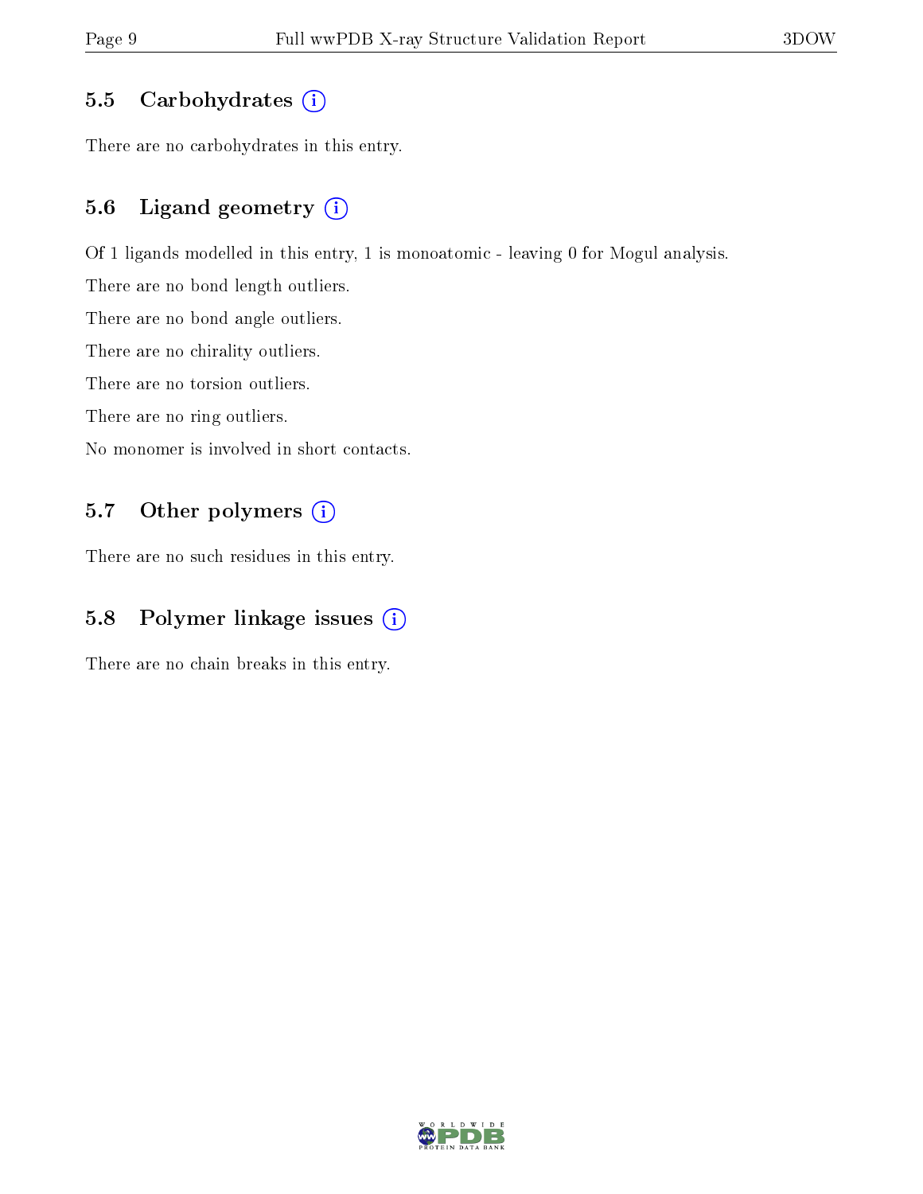### 5.5 Carbohydrates

There are no carbohydrates in this entry.

### 5.6 Ligand geometry

Of 1 ligands modelled in this entry, 1 is monoatomic - leaving 0 for Mogul analysis.

There are no bond length outliers.

There are no bond angle outliers.

There are no chirality outliers.

There are no torsion outliers.

There are no ring outliers.

No monomer is involved in short contacts.

### 5.7 Other polymers

There are no such residues in this entry.

### 5.8 Polymer linkage issues

There are no chain breaks in this entry.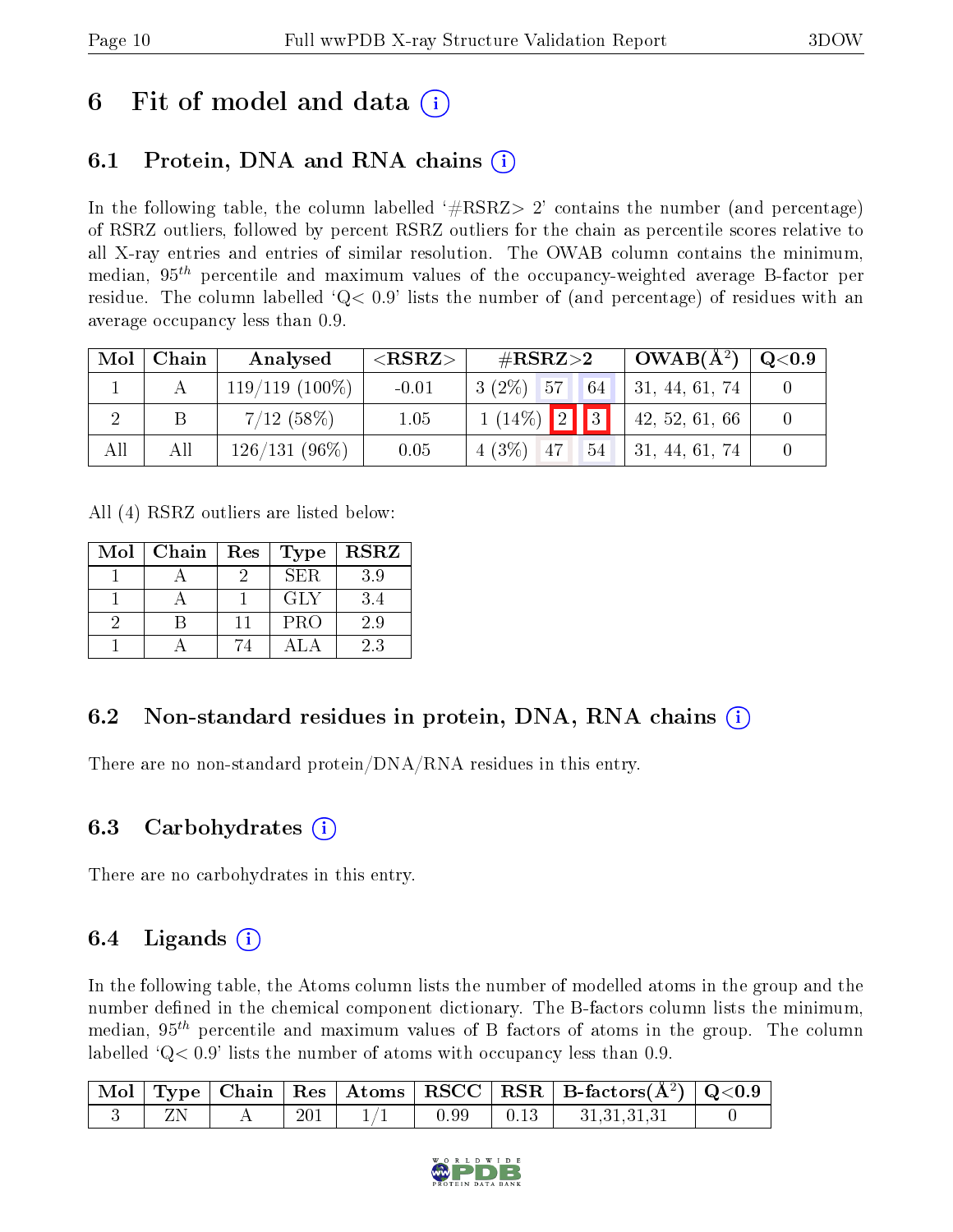# 6 Fit of model and data (i)

## 6.1 Protein, DNA and RNA chains (i)

In the following table, the column labelled '#RSRZ> 2' contains the number (and percentage) of RSRZ outliers, followed by percent RSRZ outliers for the chain as percentile scores relative to all X-ray entries and entries of similar resolution. The OWAB column contains the minimum, median, $95^{th}$ percentile and maximum values of the occupancy-weighted average B-factor per residue. The column labelled 'Q< 0.9' lists the number of (and percentage) of residues with an average occupancy less than 0.9.

| Mol | Chain | Analysed | <RSRZ> | #RSRZ>2 | | | OWAB(Å$^2$) | Q<0.9 |
|---|---|---|---|---|---|---|---|---|
| 1 | A | 119/119 (100%) | -0.01 | 3 (2%) | 57 | 64 | 31, 44, 61, 74 | 0 |
| 2 | B | 7/12 (58%) | 1.05 | 1 (14%) | 2 | 3 | 42, 52, 61, 66 | 0 |
| All | All | 126/131 (96%) | 0.05 | 4 (3%) | 47 | 54 | 31, 44, 61, 74 | 0 |

All (4) RSRZ outliers are listed below:

| Mol | Chain | Res | Type | RSRZ |
|---|---|---|---|---|
| 1 | A | 2 | SER | 3.9 |
| 1 | A | 1 | GLY | 3.4 |
| 2 | B | 11 | PRO | 2.9 |
| 1 | A | 74 | ALA | 2.3 |

## 6.2 Non-standard residues in protein, DNA, RNA chains (i)

There are no non-standard protein/DNA/RNA residues in this entry.

## 6.3 Carbohydrates (i)

There are no carbohydrates in this entry.

## 6.4 Ligands (i)

In the following table, the Atoms column lists the number of modelled atoms in the group and the number defined in the chemical component dictionary. The B-factors column lists the minimum, median, $95^{th}$ percentile and maximum values of B factors of atoms in the group. The column labelled 'Q< 0.9' lists the number of atoms with occupancy less than 0.9.

| Mol | Type | Chain | Res | Atoms | RSCC | RSR | B-factors(Å$^2$) | Q<0.9 |
|---|---|---|---|---|---|---|---|---|
| 3 | ZN | A | 201 | 1/1 | 0.99 | 0.13 | 31,31,31,31 | 0 |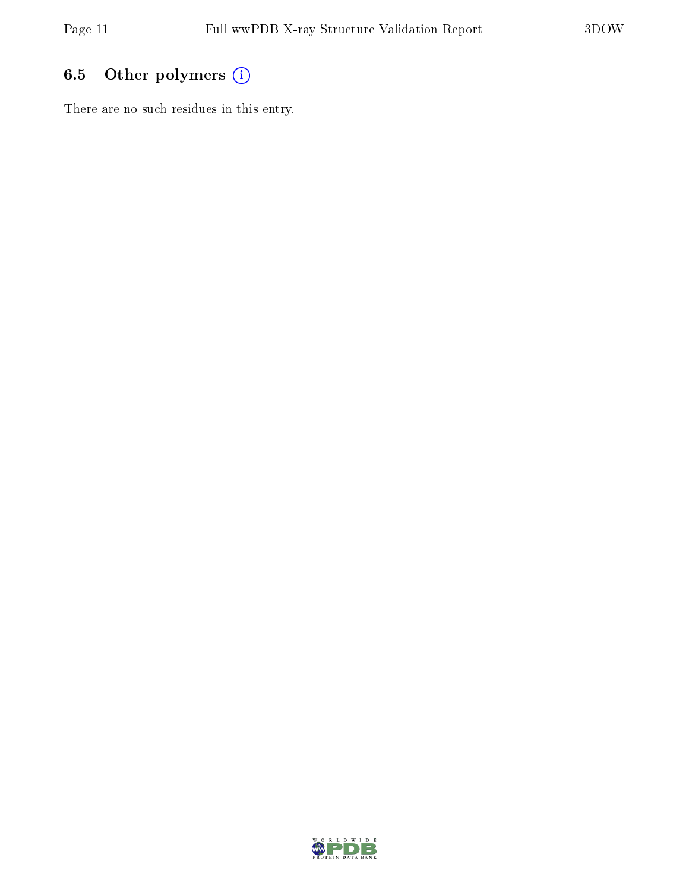## 6.5 Other polymers ⓘ

There are no such residues in this entry.